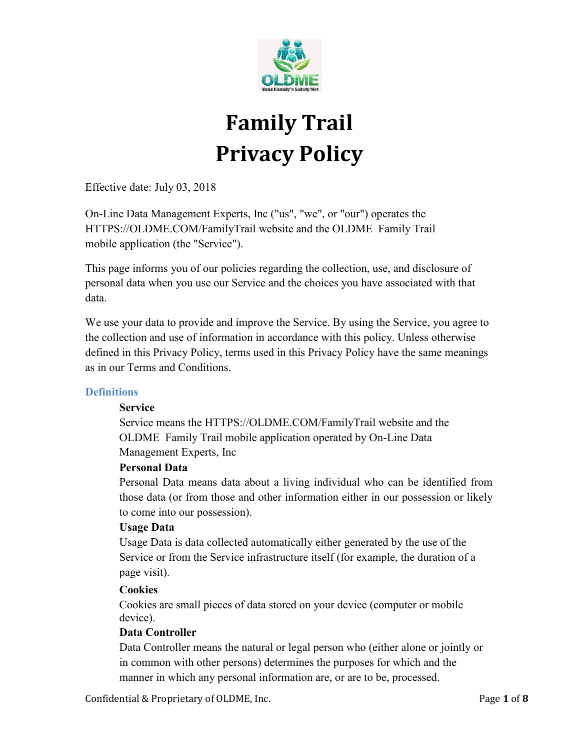# Family Trail
# Privacy Policy

Effective date: July 03, 2018

On-Line Data Management Experts, Inc ("us", "we", or "our") operates the HTTPS://OLDME.COM/FamilyTrail website and the OLDME Family Trail mobile application (the "Service").

This page informs you of our policies regarding the collection, use, and disclosure of personal data when you use our Service and the choices you have associated with that data.

We use your data to provide and improve the Service. By using the Service, you agree to the collection and use of information in accordance with this policy. Unless otherwise defined in this Privacy Policy, terms used in this Privacy Policy have the same meanings as in our Terms and Conditions.

## Definitions

**Service**
Service means the HTTPS://OLDME.COM/FamilyTrail website and the OLDME Family Trail mobile application operated by On-Line Data Management Experts, Inc

**Personal Data**
Personal Data means data about a living individual who can be identified from those data (or from those and other information either in our possession or likely to come into our possession).

**Usage Data**
Usage Data is data collected automatically either generated by the use of the Service or from the Service infrastructure itself (for example, the duration of a page visit).

**Cookies**
Cookies are small pieces of data stored on your device (computer or mobile device).

**Data Controller**
Data Controller means the natural or legal person who (either alone or jointly or in common with other persons) determines the purposes for which and the manner in which any personal information are, or are to be, processed.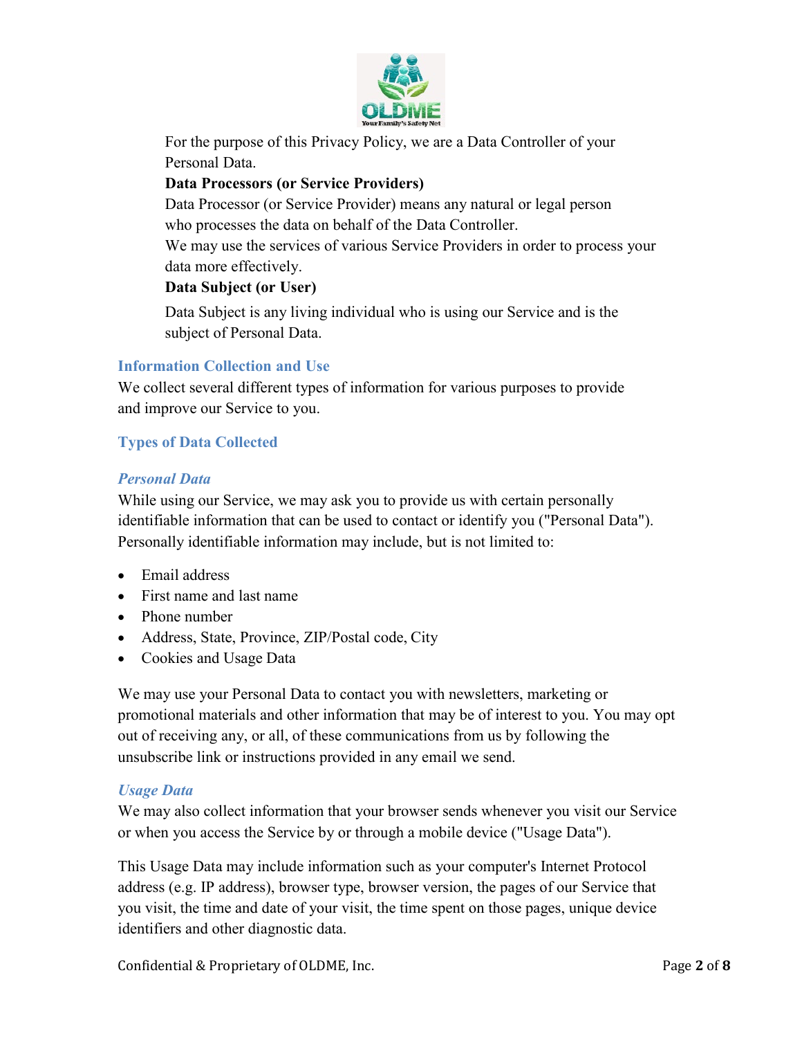For the purpose of this Privacy Policy, we are a Data Controller of your Personal Data.

**Data Processors (or Service Providers)**

Data Processor (or Service Provider) means any natural or legal person who processes the data on behalf of the Data Controller.

We may use the services of various Service Providers in order to process your data more effectively.

**Data Subject (or User)**

Data Subject is any living individual who is using our Service and is the subject of Personal Data.

## Information Collection and Use

We collect several different types of information for various purposes to provide and improve our Service to you.

## Types of Data Collected

### *Personal Data*

While using our Service, we may ask you to provide us with certain personally identifiable information that can be used to contact or identify you ("Personal Data"). Personally identifiable information may include, but is not limited to:

- Email address
- First name and last name
- Phone number
- Address, State, Province, ZIP/Postal code, City
- Cookies and Usage Data

We may use your Personal Data to contact you with newsletters, marketing or promotional materials and other information that may be of interest to you. You may opt out of receiving any, or all, of these communications from us by following the unsubscribe link or instructions provided in any email we send.

### *Usage Data*

We may also collect information that your browser sends whenever you visit our Service or when you access the Service by or through a mobile device ("Usage Data").

This Usage Data may include information such as your computer's Internet Protocol address (e.g. IP address), browser type, browser version, the pages of our Service that you visit, the time and date of your visit, the time spent on those pages, unique device identifiers and other diagnostic data.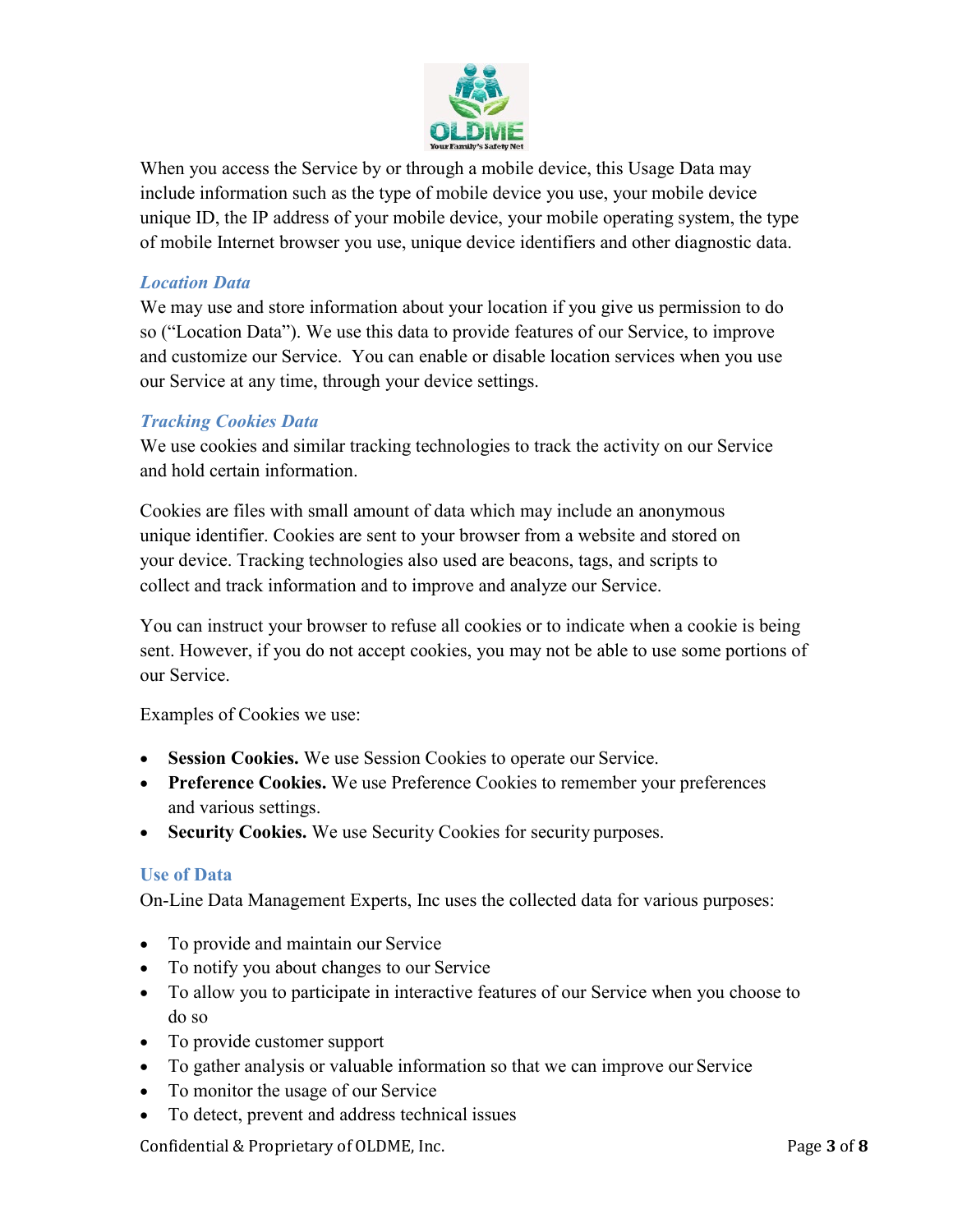When you access the Service by or through a mobile device, this Usage Data may include information such as the type of mobile device you use, your mobile device unique ID, the IP address of your mobile device, your mobile operating system, the type of mobile Internet browser you use, unique device identifiers and other diagnostic data.

### *Location Data*

We may use and store information about your location if you give us permission to do so (“Location Data”). We use this data to provide features of our Service, to improve and customize our Service. You can enable or disable location services when you use our Service at any time, through your device settings.

### *Tracking Cookies Data*

We use cookies and similar tracking technologies to track the activity on our Service and hold certain information.

Cookies are files with small amount of data which may include an anonymous unique identifier. Cookies are sent to your browser from a website and stored on your device. Tracking technologies also used are beacons, tags, and scripts to collect and track information and to improve and analyze our Service.

You can instruct your browser to refuse all cookies or to indicate when a cookie is being sent. However, if you do not accept cookies, you may not be able to use some portions of our Service.

Examples of Cookies we use:

- **Session Cookies.** We use Session Cookies to operate our Service.
- **Preference Cookies.** We use Preference Cookies to remember your preferences and various settings.
- **Security Cookies.** We use Security Cookies for security purposes.

## Use of Data

On-Line Data Management Experts, Inc uses the collected data for various purposes:

- To provide and maintain our Service
- To notify you about changes to our Service
- To allow you to participate in interactive features of our Service when you choose to do so
- To provide customer support
- To gather analysis or valuable information so that we can improve our Service
- To monitor the usage of our Service
- To detect, prevent and address technical issues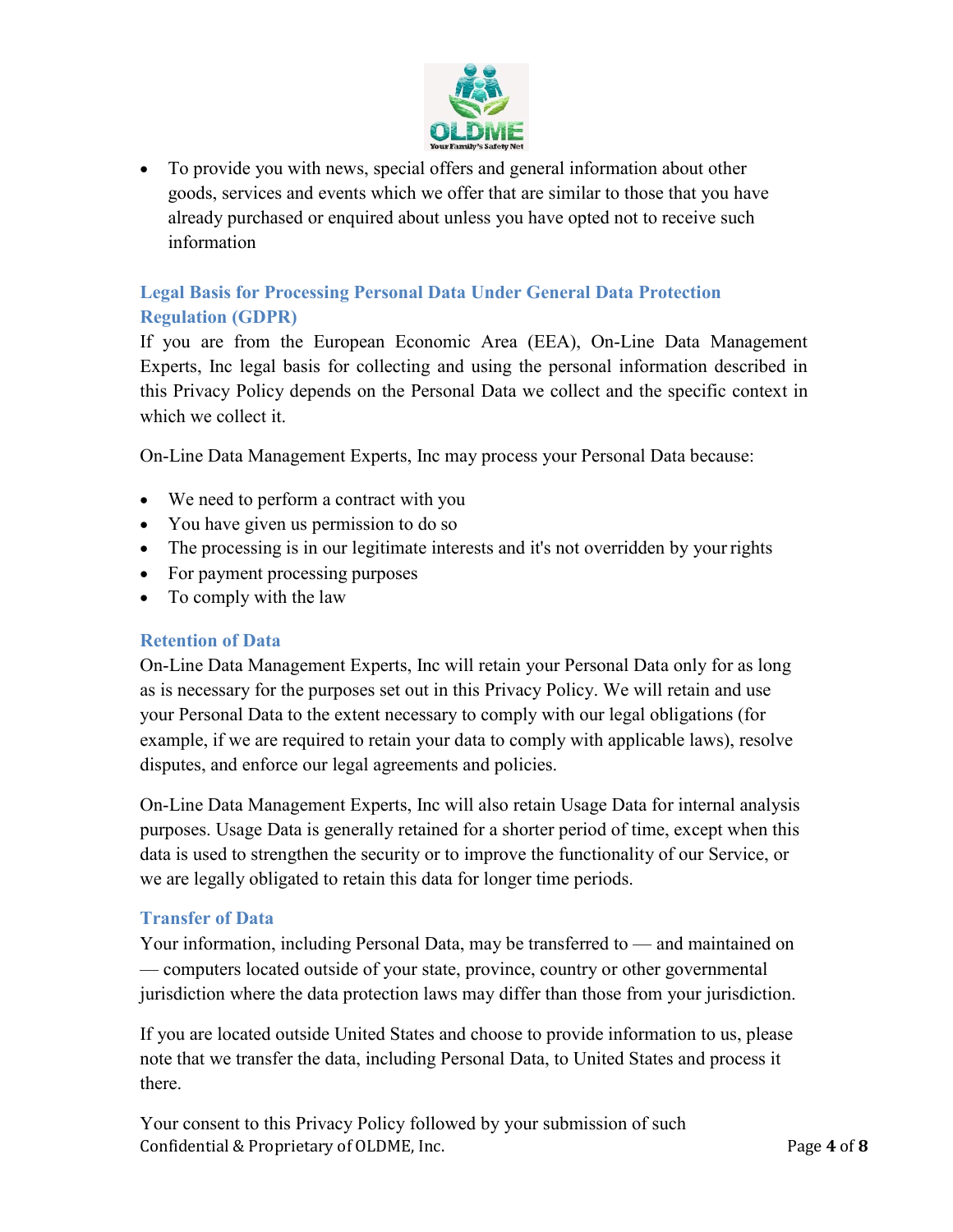- To provide you with news, special offers and general information about other goods, services and events which we offer that are similar to those that you have already purchased or enquired about unless you have opted not to receive such information

### Legal Basis for Processing Personal Data Under General Data Protection Regulation (GDPR)

If you are from the European Economic Area (EEA), On-Line Data Management Experts, Inc legal basis for collecting and using the personal information described in this Privacy Policy depends on the Personal Data we collect and the specific context in which we collect it.

On-Line Data Management Experts, Inc may process your Personal Data because:

- We need to perform a contract with you
- You have given us permission to do so
- The processing is in our legitimate interests and it's not overridden by your rights
- For payment processing purposes
- To comply with the law

### Retention of Data

On-Line Data Management Experts, Inc will retain your Personal Data only for as long as is necessary for the purposes set out in this Privacy Policy. We will retain and use your Personal Data to the extent necessary to comply with our legal obligations (for example, if we are required to retain your data to comply with applicable laws), resolve disputes, and enforce our legal agreements and policies.

On-Line Data Management Experts, Inc will also retain Usage Data for internal analysis purposes. Usage Data is generally retained for a shorter period of time, except when this data is used to strengthen the security or to improve the functionality of our Service, or we are legally obligated to retain this data for longer time periods.

### Transfer of Data

Your information, including Personal Data, may be transferred to — and maintained on — computers located outside of your state, province, country or other governmental jurisdiction where the data protection laws may differ than those from your jurisdiction.

If you are located outside United States and choose to provide information to us, please note that we transfer the data, including Personal Data, to United States and process it there.

Your consent to this Privacy Policy followed by your submission of such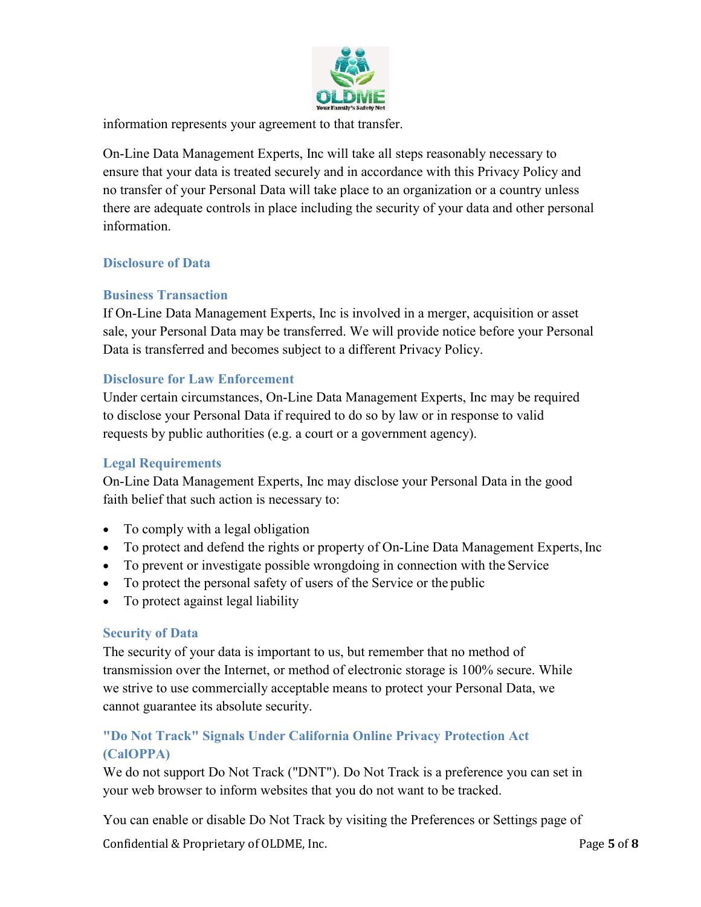information represents your agreement to that transfer.

On-Line Data Management Experts, Inc will take all steps reasonably necessary to ensure that your data is treated securely and in accordance with this Privacy Policy and no transfer of your Personal Data will take place to an organization or a country unless there are adequate controls in place including the security of your data and other personal information.

## Disclosure of Data

### Business Transaction

If On-Line Data Management Experts, Inc is involved in a merger, acquisition or asset sale, your Personal Data may be transferred. We will provide notice before your Personal Data is transferred and becomes subject to a different Privacy Policy.

### Disclosure for Law Enforcement

Under certain circumstances, On-Line Data Management Experts, Inc may be required to disclose your Personal Data if required to do so by law or in response to valid requests by public authorities (e.g. a court or a government agency).

### Legal Requirements

On-Line Data Management Experts, Inc may disclose your Personal Data in the good faith belief that such action is necessary to:

- To comply with a legal obligation
- To protect and defend the rights or property of On-Line Data Management Experts, Inc
- To prevent or investigate possible wrongdoing in connection with the Service
- To protect the personal safety of users of the Service or the public
- To protect against legal liability

## Security of Data

The security of your data is important to us, but remember that no method of transmission over the Internet, or method of electronic storage is 100% secure. While we strive to use commercially acceptable means to protect your Personal Data, we cannot guarantee its absolute security.

## "Do Not Track" Signals Under California Online Privacy Protection Act (CalOPPA)

We do not support Do Not Track ("DNT"). Do Not Track is a preference you can set in your web browser to inform websites that you do not want to be tracked.

You can enable or disable Do Not Track by visiting the Preferences or Settings page of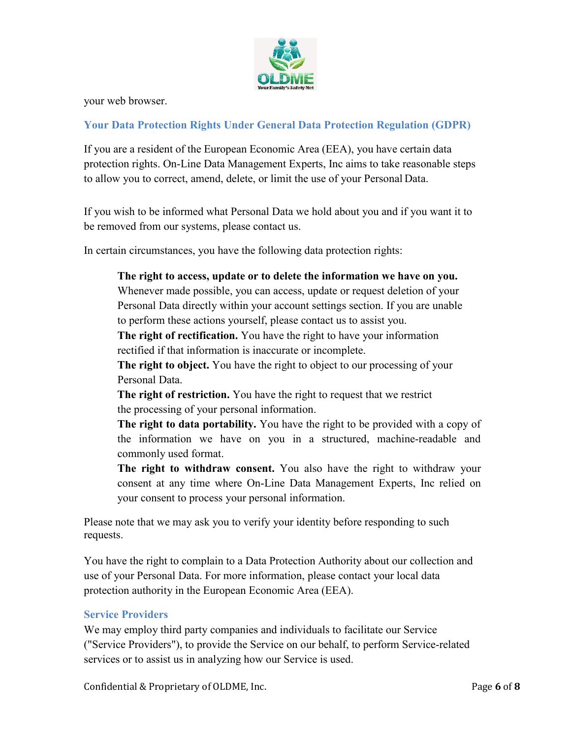your web browser.

## Your Data Protection Rights Under General Data Protection Regulation (GDPR)

If you are a resident of the European Economic Area (EEA), you have certain data protection rights. On-Line Data Management Experts, Inc aims to take reasonable steps to allow you to correct, amend, delete, or limit the use of your Personal Data.

If you wish to be informed what Personal Data we hold about you and if you want it to be removed from our systems, please contact us.

In certain circumstances, you have the following data protection rights:

**The right to access, update or to delete the information we have on you.** Whenever made possible, you can access, update or request deletion of your Personal Data directly within your account settings section. If you are unable to perform these actions yourself, please contact us to assist you.
**The right of rectification.** You have the right to have your information rectified if that information is inaccurate or incomplete.
**The right to object.** You have the right to object to our processing of your Personal Data.
**The right of restriction.** You have the right to request that we restrict the processing of your personal information.
**The right to data portability.** You have the right to be provided with a copy of the information we have on you in a structured, machine-readable and commonly used format.
**The right to withdraw consent.** You also have the right to withdraw your consent at any time where On-Line Data Management Experts, Inc relied on your consent to process your personal information.

Please note that we may ask you to verify your identity before responding to such requests.

You have the right to complain to a Data Protection Authority about our collection and use of your Personal Data. For more information, please contact your local data protection authority in the European Economic Area (EEA).

## Service Providers

We may employ third party companies and individuals to facilitate our Service ("Service Providers"), to provide the Service on our behalf, to perform Service-related services or to assist us in analyzing how our Service is used.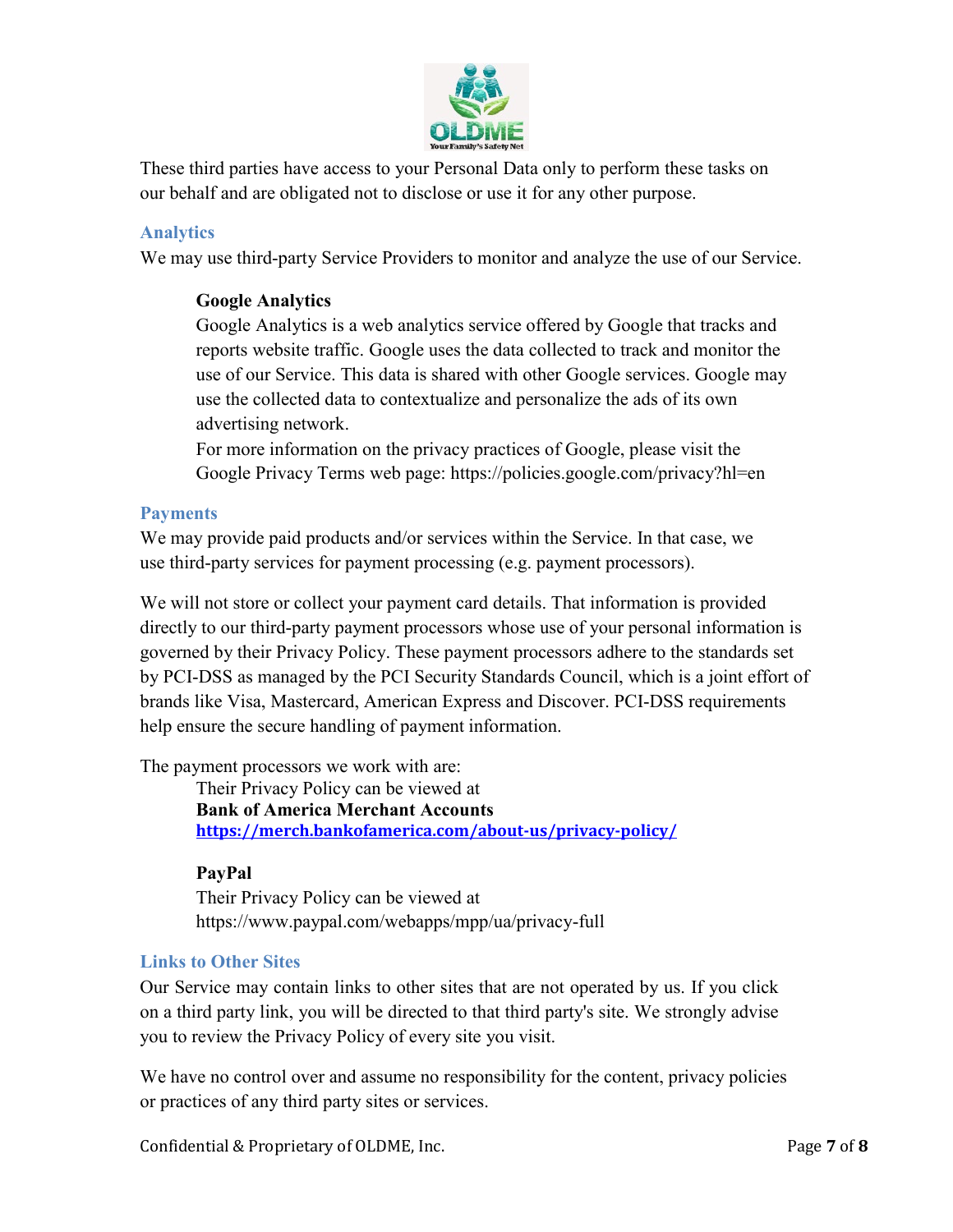These third parties have access to your Personal Data only to perform these tasks on our behalf and are obligated not to disclose or use it for any other purpose.

## Analytics

We may use third-party Service Providers to monitor and analyze the use of our Service.

**Google Analytics**
Google Analytics is a web analytics service offered by Google that tracks and reports website traffic. Google uses the data collected to track and monitor the use of our Service. This data is shared with other Google services. Google may use the collected data to contextualize and personalize the ads of its own advertising network.
For more information on the privacy practices of Google, please visit the Google Privacy Terms web page: https://policies.google.com/privacy?hl=en

## Payments

We may provide paid products and/or services within the Service. In that case, we use third-party services for payment processing (e.g. payment processors).

We will not store or collect your payment card details. That information is provided directly to our third-party payment processors whose use of your personal information is governed by their Privacy Policy. These payment processors adhere to the standards set by PCI-DSS as managed by the PCI Security Standards Council, which is a joint effort of brands like Visa, Mastercard, American Express and Discover. PCI-DSS requirements help ensure the secure handling of payment information.

The payment processors we work with are:
Their Privacy Policy can be viewed at
**Bank of America Merchant Accounts**
**https://merch.bankofamerica.com/about-us/privacy-policy/**

**PayPal**
Their Privacy Policy can be viewed at
https://www.paypal.com/webapps/mpp/ua/privacy-full

## Links to Other Sites

Our Service may contain links to other sites that are not operated by us. If you click on a third party link, you will be directed to that third party's site. We strongly advise you to review the Privacy Policy of every site you visit.

We have no control over and assume no responsibility for the content, privacy policies or practices of any third party sites or services.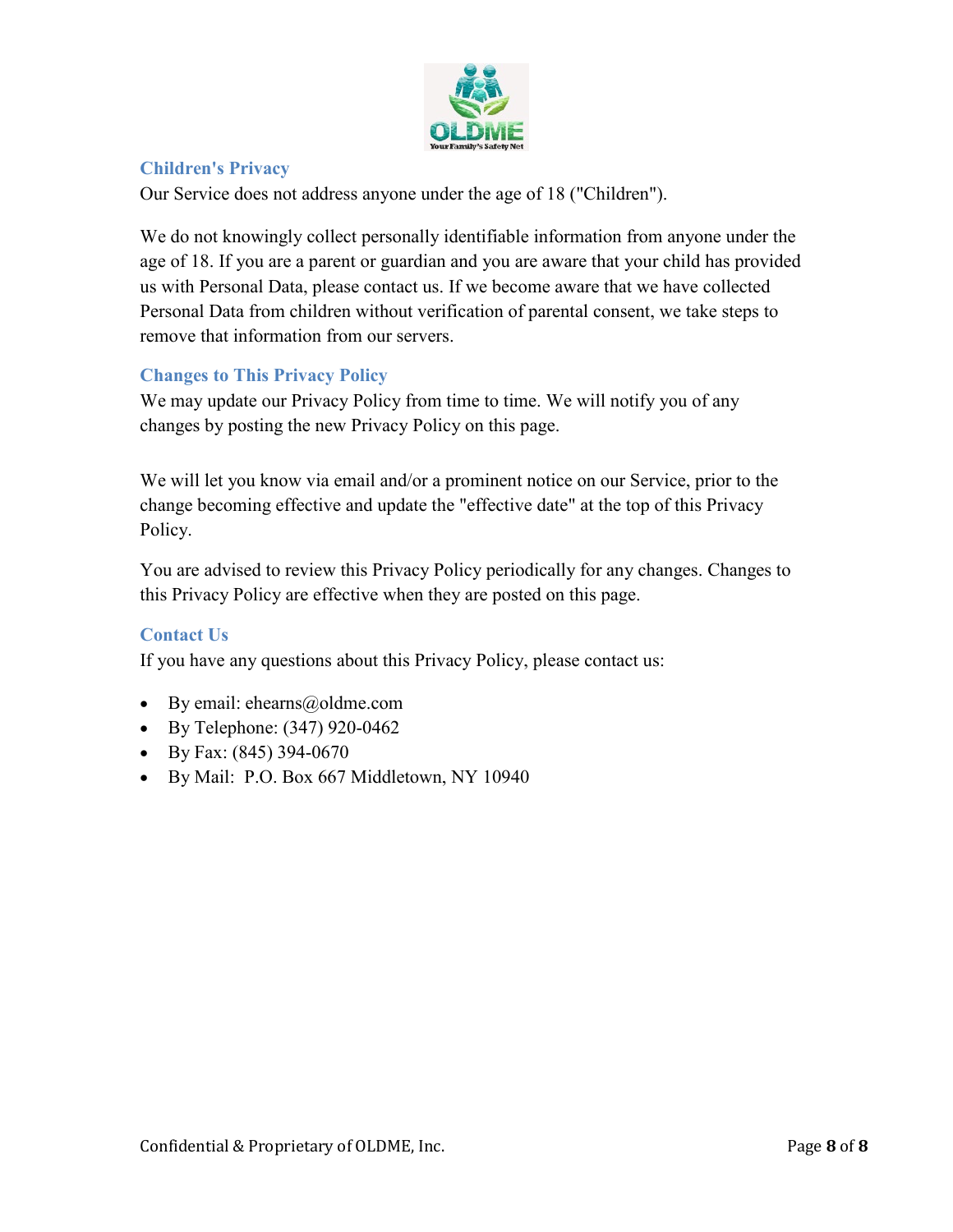## Children's Privacy

Our Service does not address anyone under the age of 18 ("Children").

We do not knowingly collect personally identifiable information from anyone under the age of 18. If you are a parent or guardian and you are aware that your child has provided us with Personal Data, please contact us. If we become aware that we have collected Personal Data from children without verification of parental consent, we take steps to remove that information from our servers.

## Changes to This Privacy Policy

We may update our Privacy Policy from time to time. We will notify you of any changes by posting the new Privacy Policy on this page.

We will let you know via email and/or a prominent notice on our Service, prior to the change becoming effective and update the "effective date" at the top of this Privacy Policy.

You are advised to review this Privacy Policy periodically for any changes. Changes to this Privacy Policy are effective when they are posted on this page.

## Contact Us

If you have any questions about this Privacy Policy, please contact us:

- By email: ehearns@oldme.com
- By Telephone: (347) 920-0462
- By Fax: (845) 394-0670
- By Mail: P.O. Box 667 Middletown, NY 10940